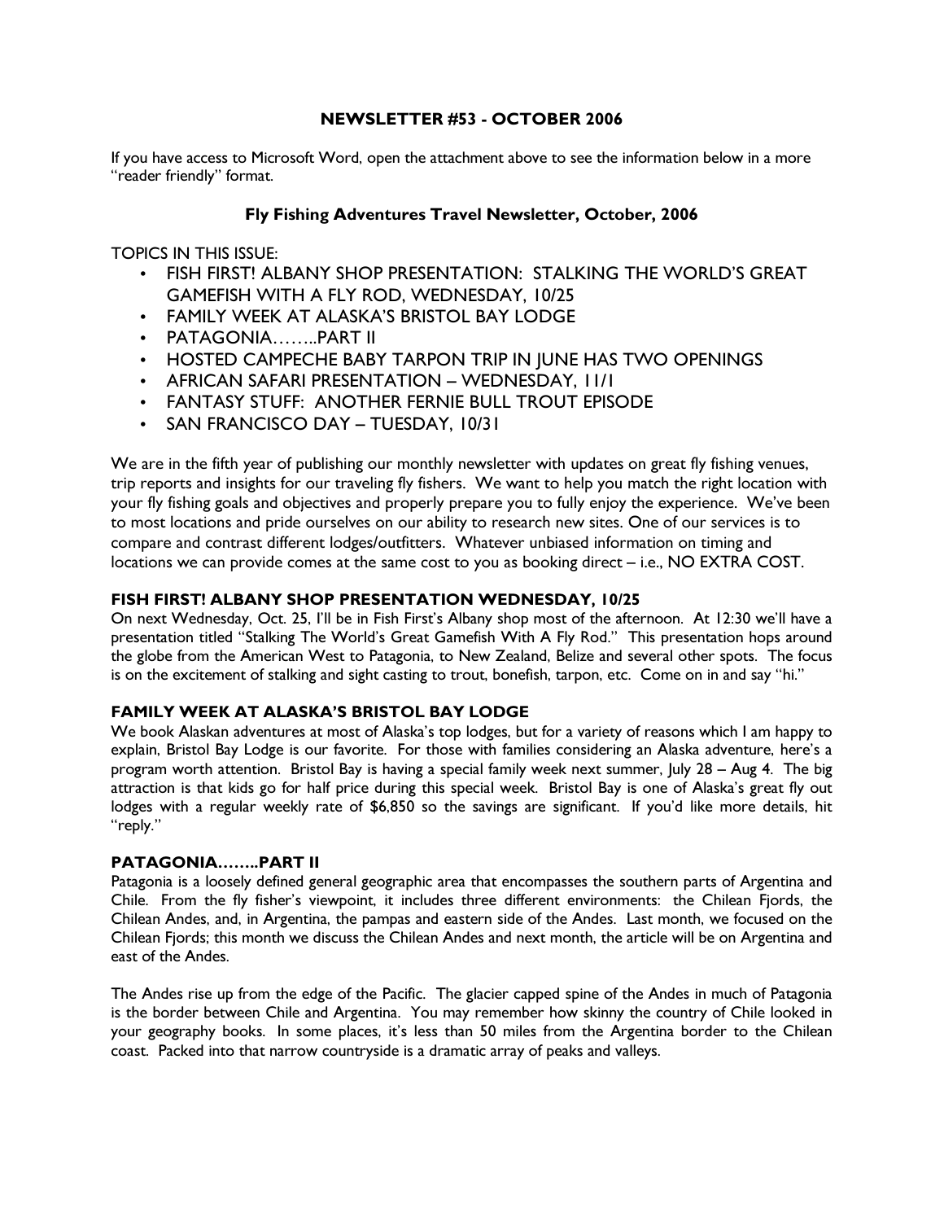# NEWSLETTER #53 - OCTOBER 2006

If you have access to Microsoft Word, open the attachment above to see the information below in a more "reader friendly" format.

## Fly Fishing Adventures Travel Newsletter, October, 2006

TOPICS IN THIS ISSUE:

- FISH FIRST! ALBANY SHOP PRESENTATION: STALKING THE WORLD'S GREAT GAMEFISH WITH A FLY ROD, WEDNESDAY, 10/25
- FAMILY WEEK AT ALASKA'S BRISTOL BAY LODGE
- PATAGONIA……..PART II
- HOSTED CAMPECHE BABY TARPON TRIP IN JUNE HAS TWO OPENINGS
- AFRICAN SAFARI PRESENTATION – WEDNESDAY, 11/1
- FANTASY STUFF: ANOTHER FERNIE BULL TROUT EPISODE
- SAN FRANCISCO DAY – TUESDAY, 10/31

We are in the fifth year of publishing our monthly newsletter with updates on great fly fishing venues, trip reports and insights for our traveling fly fishers. We want to help you match the right location with your fly fishing goals and objectives and properly prepare you to fully enjoy the experience. We've been to most locations and pride ourselves on our ability to research new sites. One of our services is to compare and contrast different lodges/outfitters. Whatever unbiased information on timing and locations we can provide comes at the same cost to you as booking direct – i.e., NO EXTRA COST.

### FISH FIRST! ALBANY SHOP PRESENTATION WEDNESDAY, 10/25

On next Wednesday, Oct. 25, I'll be in Fish First's Albany shop most of the afternoon. At 12:30 we'll have a presentation titled "Stalking The World's Great Gamefish With A Fly Rod." This presentation hops around the globe from the American West to Patagonia, to New Zealand, Belize and several other spots. The focus is on the excitement of stalking and sight casting to trout, bonefish, tarpon, etc. Come on in and say "hi."

### FAMILY WEEK AT ALASKA'S BRISTOL BAY LODGE

We book Alaskan adventures at most of Alaska's top lodges, but for a variety of reasons which I am happy to explain, Bristol Bay Lodge is our favorite. For those with families considering an Alaska adventure, here's a program worth attention. Bristol Bay is having a special family week next summer, July 28 – Aug 4. The big attraction is that kids go for half price during this special week. Bristol Bay is one of Alaska's great fly out lodges with a regular weekly rate of $6,850 so the savings are significant. If you'd like more details, hit "reply."

### PATAGONIA……..PART II

Patagonia is a loosely defined general geographic area that encompasses the southern parts of Argentina and Chile. From the fly fisher's viewpoint, it includes three different environments: the Chilean Fjords, the Chilean Andes, and, in Argentina, the pampas and eastern side of the Andes. Last month, we focused on the Chilean Fjords; this month we discuss the Chilean Andes and next month, the article will be on Argentina and east of the Andes.

The Andes rise up from the edge of the Pacific. The glacier capped spine of the Andes in much of Patagonia is the border between Chile and Argentina. You may remember how skinny the country of Chile looked in your geography books. In some places, it's less than 50 miles from the Argentina border to the Chilean coast. Packed into that narrow countryside is a dramatic array of peaks and valleys.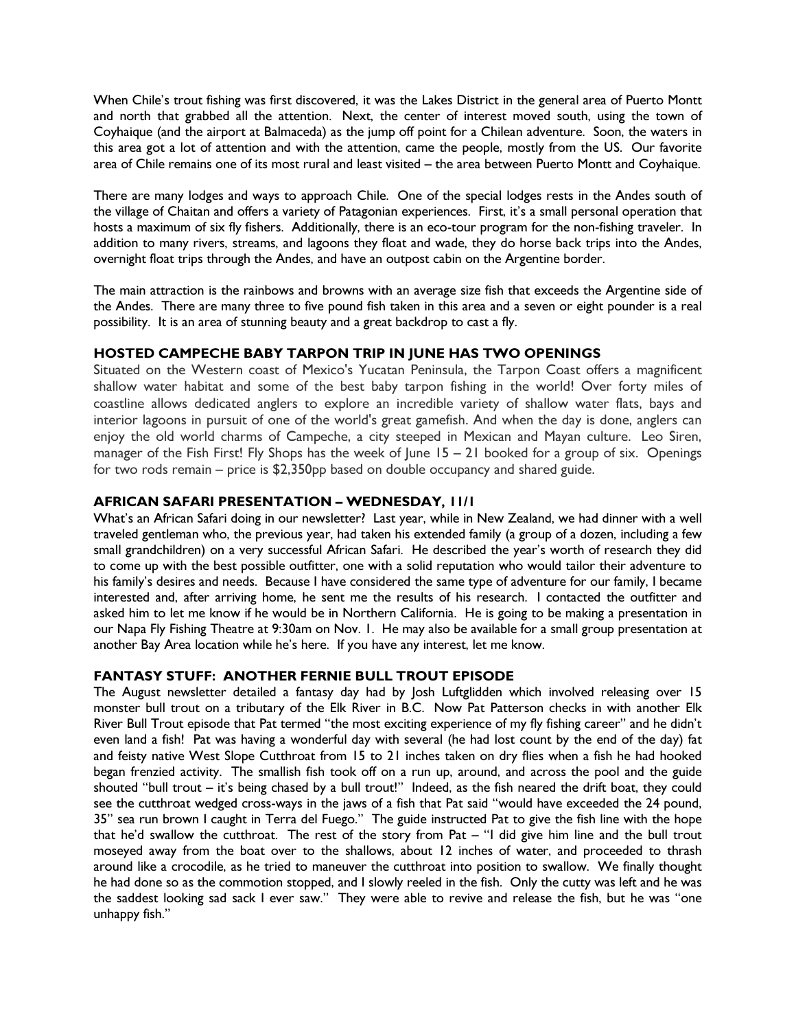When Chile's trout fishing was first discovered, it was the Lakes District in the general area of Puerto Montt and north that grabbed all the attention. Next, the center of interest moved south, using the town of Coyhaique (and the airport at Balmaceda) as the jump off point for a Chilean adventure. Soon, the waters in this area got a lot of attention and with the attention, came the people, mostly from the US. Our favorite area of Chile remains one of its most rural and least visited – the area between Puerto Montt and Coyhaique.

There are many lodges and ways to approach Chile. One of the special lodges rests in the Andes south of the village of Chaitan and offers a variety of Patagonian experiences. First, it's a small personal operation that hosts a maximum of six fly fishers. Additionally, there is an eco-tour program for the non-fishing traveler. In addition to many rivers, streams, and lagoons they float and wade, they do horse back trips into the Andes, overnight float trips through the Andes, and have an outpost cabin on the Argentine border.

The main attraction is the rainbows and browns with an average size fish that exceeds the Argentine side of the Andes. There are many three to five pound fish taken in this area and a seven or eight pounder is a real possibility. It is an area of stunning beauty and a great backdrop to cast a fly.

### HOSTED CAMPECHE BABY TARPON TRIP IN JUNE HAS TWO OPENINGS

Situated on the Western coast of Mexico's Yucatan Peninsula, the Tarpon Coast offers a magnificent shallow water habitat and some of the best baby tarpon fishing in the world! Over forty miles of coastline allows dedicated anglers to explore an incredible variety of shallow water flats, bays and interior lagoons in pursuit of one of the world's great gamefish. And when the day is done, anglers can enjoy the old world charms of Campeche, a city steeped in Mexican and Mayan culture. Leo Siren, manager of the Fish First! Fly Shops has the week of June 15 – 21 booked for a group of six. Openings for two rods remain – price is $2,350pp based on double occupancy and shared guide.

### AFRICAN SAFARI PRESENTATION – WEDNESDAY, 11/1

What's an African Safari doing in our newsletter? Last year, while in New Zealand, we had dinner with a well traveled gentleman who, the previous year, had taken his extended family (a group of a dozen, including a few small grandchildren) on a very successful African Safari. He described the year's worth of research they did to come up with the best possible outfitter, one with a solid reputation who would tailor their adventure to his family's desires and needs. Because I have considered the same type of adventure for our family, I became interested and, after arriving home, he sent me the results of his research. I contacted the outfitter and asked him to let me know if he would be in Northern California. He is going to be making a presentation in our Napa Fly Fishing Theatre at 9:30am on Nov. 1. He may also be available for a small group presentation at another Bay Area location while he's here. If you have any interest, let me know.

### FANTASY STUFF: ANOTHER FERNIE BULL TROUT EPISODE

The August newsletter detailed a fantasy day had by Josh Luftglidden which involved releasing over 15 monster bull trout on a tributary of the Elk River in B.C. Now Pat Patterson checks in with another Elk River Bull Trout episode that Pat termed "the most exciting experience of my fly fishing career" and he didn't even land a fish! Pat was having a wonderful day with several (he had lost count by the end of the day) fat and feisty native West Slope Cutthroat from 15 to 21 inches taken on dry flies when a fish he had hooked began frenzied activity. The smallish fish took off on a run up, around, and across the pool and the guide shouted "bull trout – it's being chased by a bull trout!" Indeed, as the fish neared the drift boat, they could see the cutthroat wedged cross-ways in the jaws of a fish that Pat said "would have exceeded the 24 pound, 35" sea run brown I caught in Terra del Fuego." The guide instructed Pat to give the fish line with the hope that he'd swallow the cutthroat. The rest of the story from Pat – "I did give him line and the bull trout moseyed away from the boat over to the shallows, about 12 inches of water, and proceeded to thrash around like a crocodile, as he tried to maneuver the cutthroat into position to swallow. We finally thought he had done so as the commotion stopped, and I slowly reeled in the fish. Only the cutty was left and he was the saddest looking sad sack I ever saw." They were able to revive and release the fish, but he was "one unhappy fish."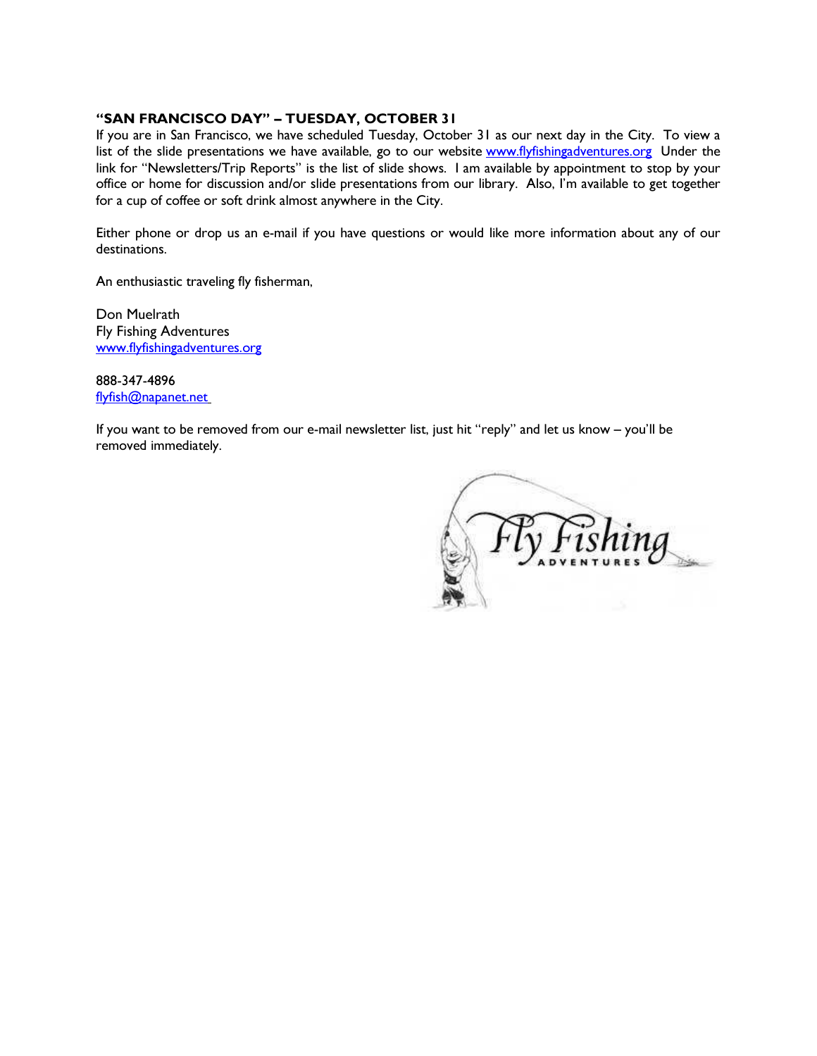**"SAN FRANCISCO DAY" – TUESDAY, OCTOBER 31**

If you are in San Francisco, we have scheduled Tuesday, October 31 as our next day in the City. To view a list of the slide presentations we have available, go to our website www.flyfishingadventures.org Under the link for "Newsletters/Trip Reports" is the list of slide shows. I am available by appointment to stop by your office or home for discussion and/or slide presentations from our library. Also, I'm available to get together for a cup of coffee or soft drink almost anywhere in the City.

Either phone or drop us an e-mail if you have questions or would like more information about any of our destinations.

An enthusiastic traveling fly fisherman,

Don Muelrath
Fly Fishing Adventures
www.flyfishingadventures.org

888-347-4896
flyfish@napanet.net

If you want to be removed from our e-mail newsletter list, just hit "reply" and let us know – you'll be removed immediately.